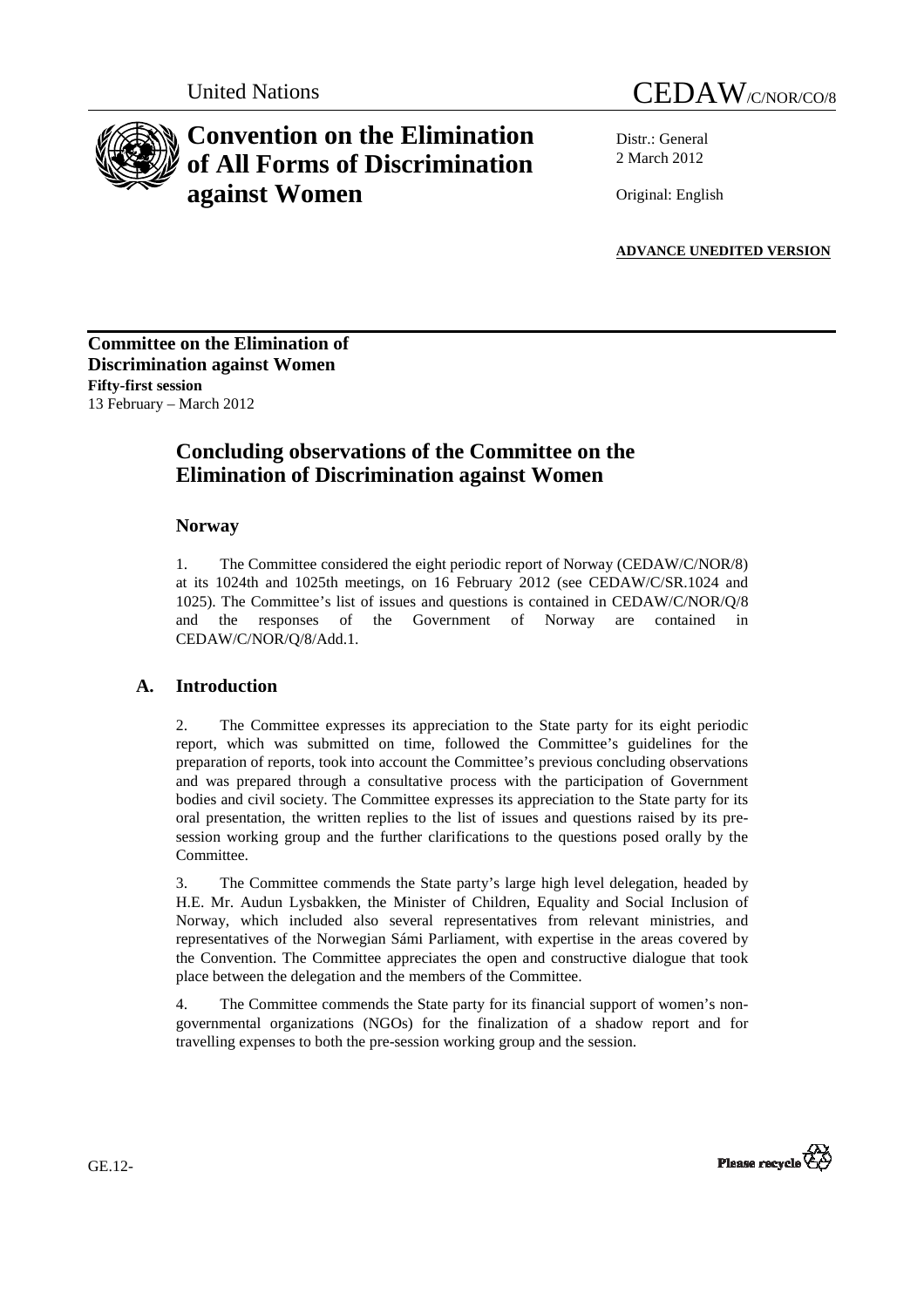United Nations

# CEDAW/C/NOR/CO/8

# Convention on the Elimination of All Forms of Discrimination against Women

Distr.: General
2 March 2012

Original: English

**ADVANCE UNEDITED VERSION**

**Committee on the Elimination of Discrimination against Women**
**Fifty-first session**
13 February – March 2012

## Concluding observations of the Committee on the Elimination of Discrimination against Women

### Norway

1. The Committee considered the eight periodic report of Norway (CEDAW/C/NOR/8) at its 1024th and 1025th meetings, on 16 February 2012 (see CEDAW/C/SR.1024 and 1025). The Committee's list of issues and questions is contained in CEDAW/C/NOR/Q/8 and the responses of the Government of Norway are contained in CEDAW/C/NOR/Q/8/Add.1.

## A. Introduction

2. The Committee expresses its appreciation to the State party for its eight periodic report, which was submitted on time, followed the Committee's guidelines for the preparation of reports, took into account the Committee's previous concluding observations and was prepared through a consultative process with the participation of Government bodies and civil society. The Committee expresses its appreciation to the State party for its oral presentation, the written replies to the list of issues and questions raised by its pre-session working group and the further clarifications to the questions posed orally by the Committee.

3. The Committee commends the State party's large high level delegation, headed by H.E. Mr. Audun Lysbakken, the Minister of Children, Equality and Social Inclusion of Norway, which included also several representatives from relevant ministries, and representatives of the Norwegian Sámi Parliament, with expertise in the areas covered by the Convention. The Committee appreciates the open and constructive dialogue that took place between the delegation and the members of the Committee.

4. The Committee commends the State party for its financial support of women's non-governmental organizations (NGOs) for the finalization of a shadow report and for travelling expenses to both the pre-session working group and the session.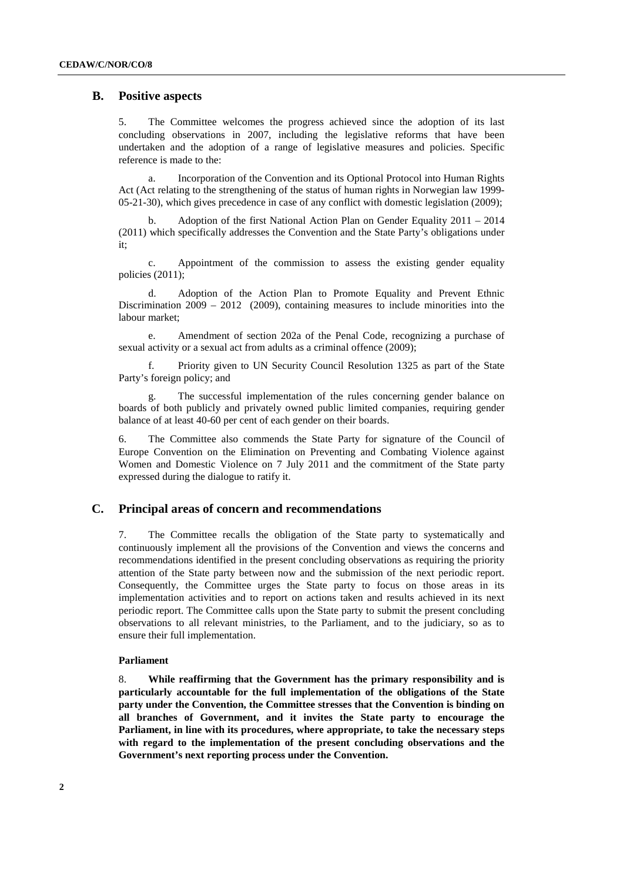## B. Positive aspects

5. The Committee welcomes the progress achieved since the adoption of its last concluding observations in 2007, including the legislative reforms that have been undertaken and the adoption of a range of legislative measures and policies. Specific reference is made to the:

a. Incorporation of the Convention and its Optional Protocol into Human Rights Act (Act relating to the strengthening of the status of human rights in Norwegian law 1999-05-21-30), which gives precedence in case of any conflict with domestic legislation (2009);

b. Adoption of the first National Action Plan on Gender Equality 2011 – 2014 (2011) which specifically addresses the Convention and the State Party's obligations under it;

c. Appointment of the commission to assess the existing gender equality policies (2011);

d. Adoption of the Action Plan to Promote Equality and Prevent Ethnic Discrimination 2009 – 2012 (2009), containing measures to include minorities into the labour market;

e. Amendment of section 202a of the Penal Code, recognizing a purchase of sexual activity or a sexual act from adults as a criminal offence (2009);

f. Priority given to UN Security Council Resolution 1325 as part of the State Party's foreign policy; and

g. The successful implementation of the rules concerning gender balance on boards of both publicly and privately owned public limited companies, requiring gender balance of at least 40-60 per cent of each gender on their boards.

6. The Committee also commends the State Party for signature of the Council of Europe Convention on the Elimination on Preventing and Combating Violence against Women and Domestic Violence on 7 July 2011 and the commitment of the State party expressed during the dialogue to ratify it.

## C. Principal areas of concern and recommendations

7. The Committee recalls the obligation of the State party to systematically and continuously implement all the provisions of the Convention and views the concerns and recommendations identified in the present concluding observations as requiring the priority attention of the State party between now and the submission of the next periodic report. Consequently, the Committee urges the State party to focus on those areas in its implementation activities and to report on actions taken and results achieved in its next periodic report. The Committee calls upon the State party to submit the present concluding observations to all relevant ministries, to the Parliament, and to the judiciary, so as to ensure their full implementation.

### Parliament

8. **While reaffirming that the Government has the primary responsibility and is particularly accountable for the full implementation of the obligations of the State party under the Convention, the Committee stresses that the Convention is binding on all branches of Government, and it invites the State party to encourage the Parliament, in line with its procedures, where appropriate, to take the necessary steps with regard to the implementation of the present concluding observations and the Government's next reporting process under the Convention.**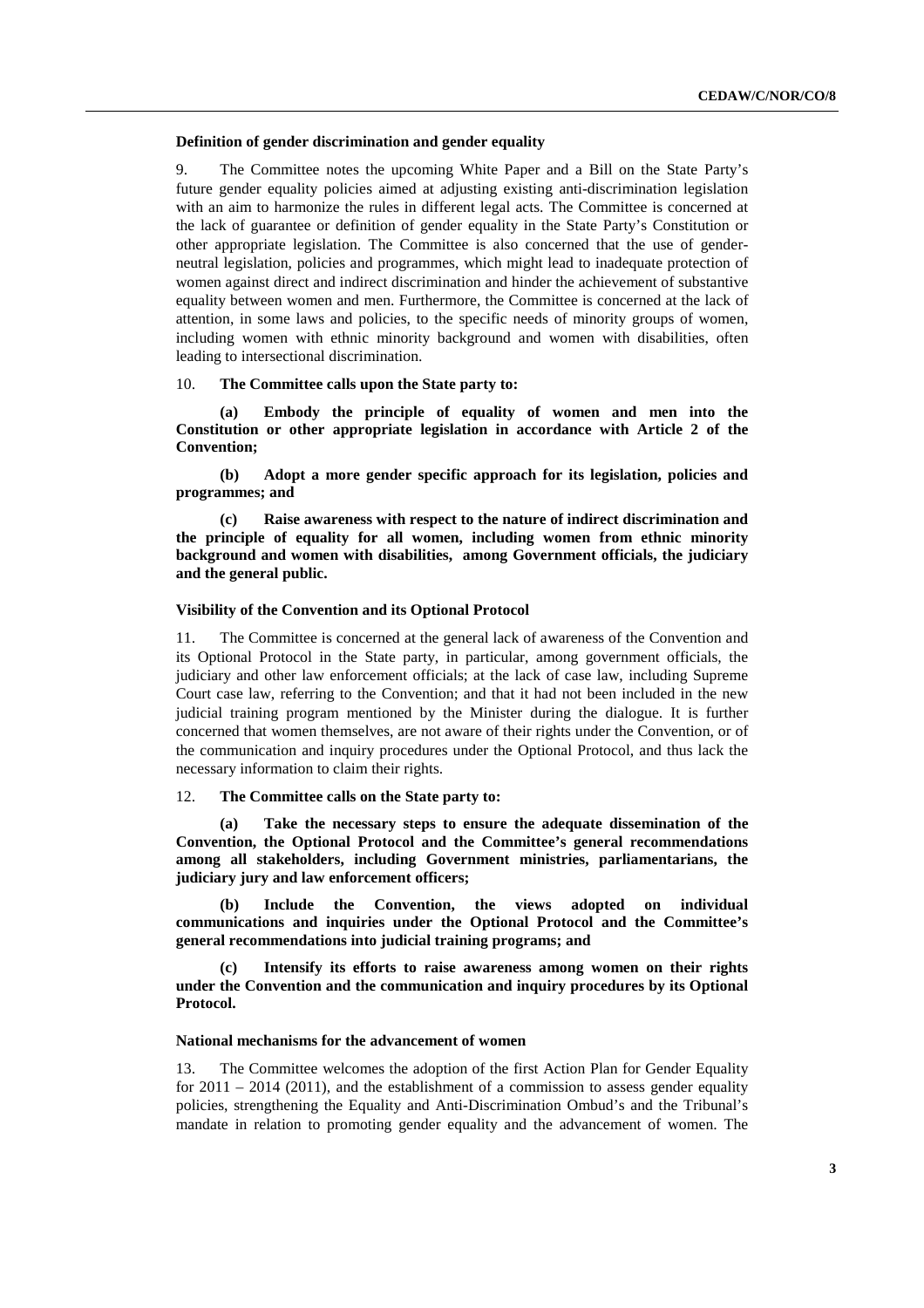### Definition of gender discrimination and gender equality

9. The Committee notes the upcoming White Paper and a Bill on the State Party's future gender equality policies aimed at adjusting existing anti-discrimination legislation with an aim to harmonize the rules in different legal acts. The Committee is concerned at the lack of guarantee or definition of gender equality in the State Party's Constitution or other appropriate legislation. The Committee is also concerned that the use of gender-neutral legislation, policies and programmes, which might lead to inadequate protection of women against direct and indirect discrimination and hinder the achievement of substantive equality between women and men. Furthermore, the Committee is concerned at the lack of attention, in some laws and policies, to the specific needs of minority groups of women, including women with ethnic minority background and women with disabilities, often leading to intersectional discrimination.

10. **The Committee calls upon the State party to:**

**(a) Embody the principle of equality of women and men into the Constitution or other appropriate legislation in accordance with Article 2 of the Convention;**

**(b) Adopt a more gender specific approach for its legislation, policies and programmes; and**

**(c) Raise awareness with respect to the nature of indirect discrimination and the principle of equality for all women, including women from ethnic minority background and women with disabilities, among Government officials, the judiciary and the general public.**

### Visibility of the Convention and its Optional Protocol

11. The Committee is concerned at the general lack of awareness of the Convention and its Optional Protocol in the State party, in particular, among government officials, the judiciary and other law enforcement officials; at the lack of case law, including Supreme Court case law, referring to the Convention; and that it had not been included in the new judicial training program mentioned by the Minister during the dialogue. It is further concerned that women themselves, are not aware of their rights under the Convention, or of the communication and inquiry procedures under the Optional Protocol, and thus lack the necessary information to claim their rights.

12. **The Committee calls on the State party to:**

**(a) Take the necessary steps to ensure the adequate dissemination of the Convention, the Optional Protocol and the Committee's general recommendations among all stakeholders, including Government ministries, parliamentarians, the judiciary jury and law enforcement officers;**

**(b) Include the Convention, the views adopted on individual communications and inquiries under the Optional Protocol and the Committee's general recommendations into judicial training programs; and**

**(c) Intensify its efforts to raise awareness among women on their rights under the Convention and the communication and inquiry procedures by its Optional Protocol.**

### National mechanisms for the advancement of women

13. The Committee welcomes the adoption of the first Action Plan for Gender Equality for 2011 – 2014 (2011), and the establishment of a commission to assess gender equality policies, strengthening the Equality and Anti-Discrimination Ombud's and the Tribunal's mandate in relation to promoting gender equality and the advancement of women. The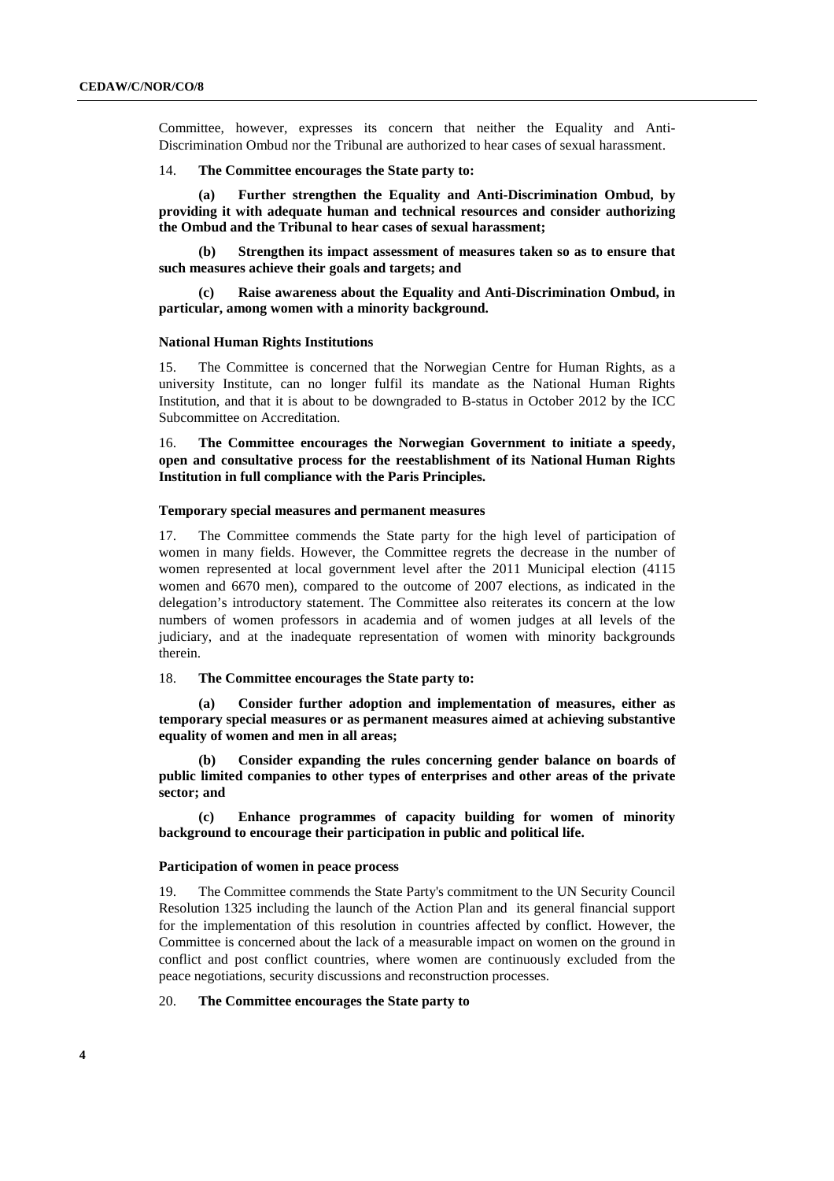Committee, however, expresses its concern that neither the Equality and Anti-Discrimination Ombud nor the Tribunal are authorized to hear cases of sexual harassment.

14. **The Committee encourages the State party to:**

**(a) Further strengthen the Equality and Anti-Discrimination Ombud, by providing it with adequate human and technical resources and consider authorizing the Ombud and the Tribunal to hear cases of sexual harassment;**

**(b) Strengthen its impact assessment of measures taken so as to ensure that such measures achieve their goals and targets; and**

**(c) Raise awareness about the Equality and Anti-Discrimination Ombud, in particular, among women with a minority background.**

### National Human Rights Institutions

15. The Committee is concerned that the Norwegian Centre for Human Rights, as a university Institute, can no longer fulfil its mandate as the National Human Rights Institution, and that it is about to be downgraded to B-status in October 2012 by the ICC Subcommittee on Accreditation.

16. **The Committee encourages the Norwegian Government to initiate a speedy, open and consultative process for the reestablishment of its National Human Rights Institution in full compliance with the Paris Principles.**

### Temporary special measures and permanent measures

17. The Committee commends the State party for the high level of participation of women in many fields. However, the Committee regrets the decrease in the number of women represented at local government level after the 2011 Municipal election (4115 women and 6670 men), compared to the outcome of 2007 elections, as indicated in the delegation's introductory statement. The Committee also reiterates its concern at the low numbers of women professors in academia and of women judges at all levels of the judiciary, and at the inadequate representation of women with minority backgrounds therein.

18. **The Committee encourages the State party to:**

**(a) Consider further adoption and implementation of measures, either as temporary special measures or as permanent measures aimed at achieving substantive equality of women and men in all areas;**

**(b) Consider expanding the rules concerning gender balance on boards of public limited companies to other types of enterprises and other areas of the private sector; and**

**(c) Enhance programmes of capacity building for women of minority background to encourage their participation in public and political life.**

### Participation of women in peace process

19. The Committee commends the State Party's commitment to the UN Security Council Resolution 1325 including the launch of the Action Plan and its general financial support for the implementation of this resolution in countries affected by conflict. However, the Committee is concerned about the lack of a measurable impact on women on the ground in conflict and post conflict countries, where women are continuously excluded from the peace negotiations, security discussions and reconstruction processes.

20. **The Committee encourages the State party to**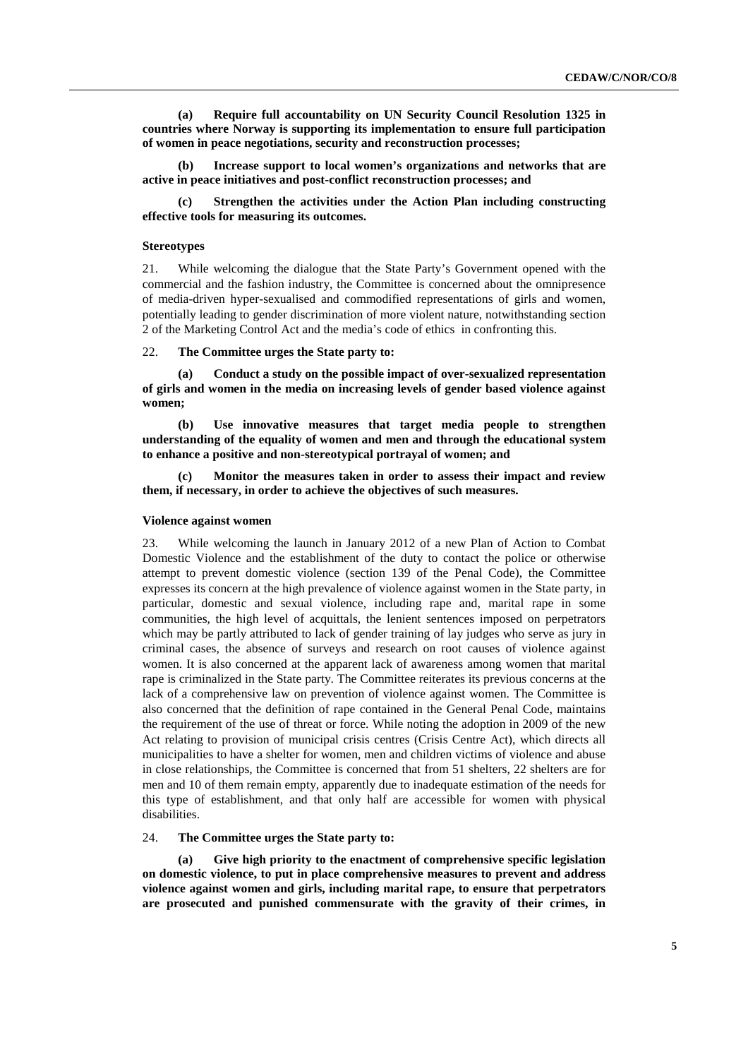**(a) Require full accountability on UN Security Council Resolution 1325 in countries where Norway is supporting its implementation to ensure full participation of women in peace negotiations, security and reconstruction processes;**

**(b) Increase support to local women's organizations and networks that are active in peace initiatives and post-conflict reconstruction processes; and**

**(c) Strengthen the activities under the Action Plan including constructing effective tools for measuring its outcomes.**

#### Stereotypes

21. While welcoming the dialogue that the State Party's Government opened with the commercial and the fashion industry, the Committee is concerned about the omnipresence of media-driven hyper-sexualised and commodified representations of girls and women, potentially leading to gender discrimination of more violent nature, notwithstanding section 2 of the Marketing Control Act and the media's code of ethics in confronting this.

22. **The Committee urges the State party to:**

**(a) Conduct a study on the possible impact of over-sexualized representation of girls and women in the media on increasing levels of gender based violence against women;**

**(b) Use innovative measures that target media people to strengthen understanding of the equality of women and men and through the educational system to enhance a positive and non-stereotypical portrayal of women; and**

**(c) Monitor the measures taken in order to assess their impact and review them, if necessary, in order to achieve the objectives of such measures.**

#### Violence against women

23. While welcoming the launch in January 2012 of a new Plan of Action to Combat Domestic Violence and the establishment of the duty to contact the police or otherwise attempt to prevent domestic violence (section 139 of the Penal Code), the Committee expresses its concern at the high prevalence of violence against women in the State party, in particular, domestic and sexual violence, including rape and, marital rape in some communities, the high level of acquittals, the lenient sentences imposed on perpetrators which may be partly attributed to lack of gender training of lay judges who serve as jury in criminal cases, the absence of surveys and research on root causes of violence against women. It is also concerned at the apparent lack of awareness among women that marital rape is criminalized in the State party. The Committee reiterates its previous concerns at the lack of a comprehensive law on prevention of violence against women. The Committee is also concerned that the definition of rape contained in the General Penal Code, maintains the requirement of the use of threat or force. While noting the adoption in 2009 of the new Act relating to provision of municipal crisis centres (Crisis Centre Act), which directs all municipalities to have a shelter for women, men and children victims of violence and abuse in close relationships, the Committee is concerned that from 51 shelters, 22 shelters are for men and 10 of them remain empty, apparently due to inadequate estimation of the needs for this type of establishment, and that only half are accessible for women with physical disabilities.

24. **The Committee urges the State party to:**

**(a) Give high priority to the enactment of comprehensive specific legislation on domestic violence, to put in place comprehensive measures to prevent and address violence against women and girls, including marital rape, to ensure that perpetrators are prosecuted and punished commensurate with the gravity of their crimes, in**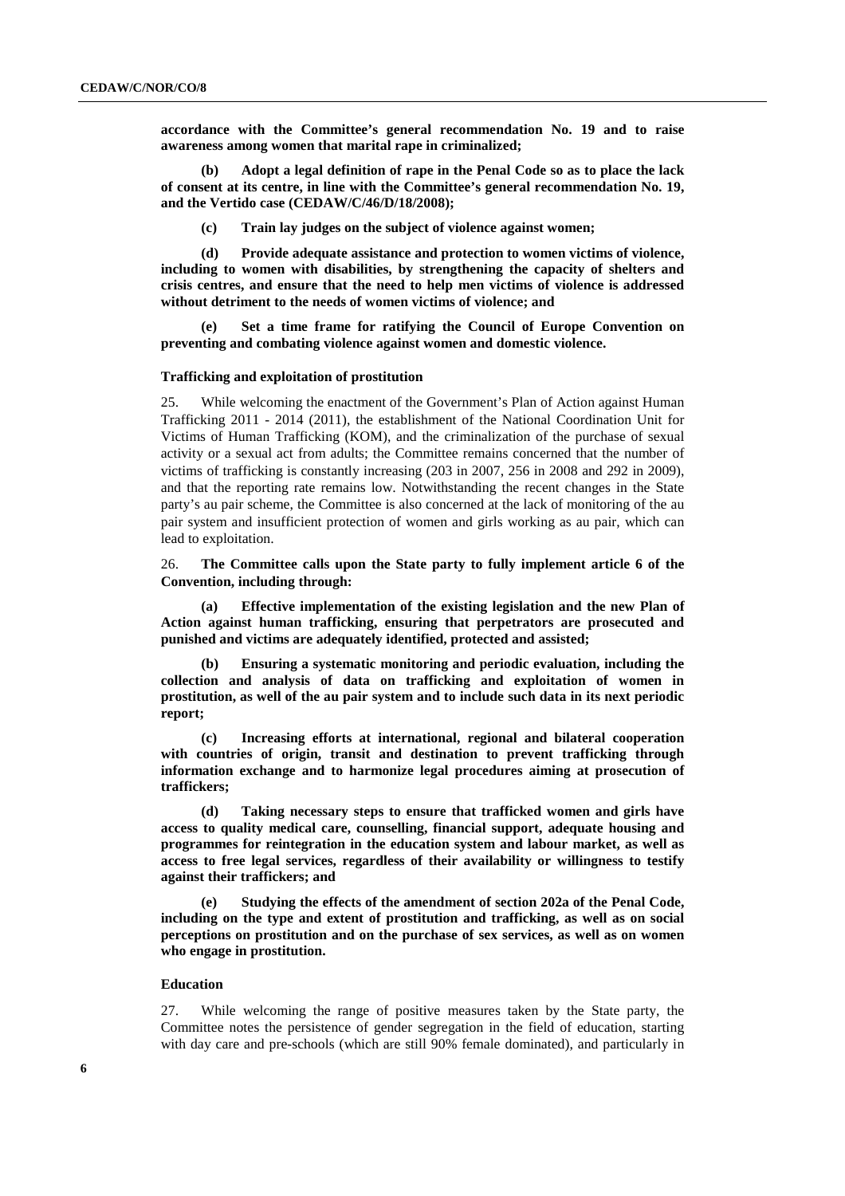**accordance with the Committee's general recommendation No. 19 and to raise awareness among women that marital rape in criminalized;**

**(b) Adopt a legal definition of rape in the Penal Code so as to place the lack of consent at its centre, in line with the Committee's general recommendation No. 19, and the Vertido case (CEDAW/C/46/D/18/2008);**

**(c) Train lay judges on the subject of violence against women;**

**(d) Provide adequate assistance and protection to women victims of violence, including to women with disabilities, by strengthening the capacity of shelters and crisis centres, and ensure that the need to help men victims of violence is addressed without detriment to the needs of women victims of violence; and**

**(e) Set a time frame for ratifying the Council of Europe Convention on preventing and combating violence against women and domestic violence.**

### Trafficking and exploitation of prostitution

25. While welcoming the enactment of the Government's Plan of Action against Human Trafficking 2011 - 2014 (2011), the establishment of the National Coordination Unit for Victims of Human Trafficking (KOM), and the criminalization of the purchase of sexual activity or a sexual act from adults; the Committee remains concerned that the number of victims of trafficking is constantly increasing (203 in 2007, 256 in 2008 and 292 in 2009), and that the reporting rate remains low. Notwithstanding the recent changes in the State party's au pair scheme, the Committee is also concerned at the lack of monitoring of the au pair system and insufficient protection of women and girls working as au pair, which can lead to exploitation.

26. **The Committee calls upon the State party to fully implement article 6 of the Convention, including through:**

**(a) Effective implementation of the existing legislation and the new Plan of Action against human trafficking, ensuring that perpetrators are prosecuted and punished and victims are adequately identified, protected and assisted;**

**(b) Ensuring a systematic monitoring and periodic evaluation, including the collection and analysis of data on trafficking and exploitation of women in prostitution, as well of the au pair system and to include such data in its next periodic report;**

**(c) Increasing efforts at international, regional and bilateral cooperation with countries of origin, transit and destination to prevent trafficking through information exchange and to harmonize legal procedures aiming at prosecution of traffickers;**

**(d) Taking necessary steps to ensure that trafficked women and girls have access to quality medical care, counselling, financial support, adequate housing and programmes for reintegration in the education system and labour market, as well as access to free legal services, regardless of their availability or willingness to testify against their traffickers; and**

**(e) Studying the effects of the amendment of section 202a of the Penal Code, including on the type and extent of prostitution and trafficking, as well as on social perceptions on prostitution and on the purchase of sex services, as well as on women who engage in prostitution.**

### Education

27. While welcoming the range of positive measures taken by the State party, the Committee notes the persistence of gender segregation in the field of education, starting with day care and pre-schools (which are still 90% female dominated), and particularly in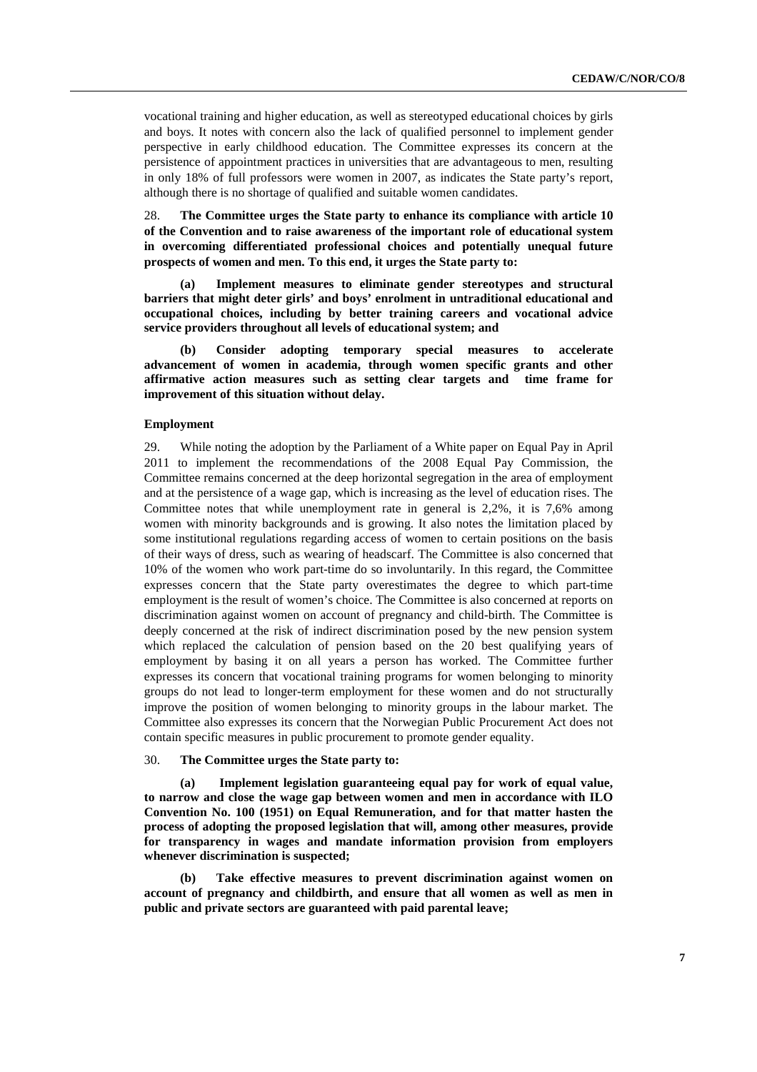vocational training and higher education, as well as stereotyped educational choices by girls and boys. It notes with concern also the lack of qualified personnel to implement gender perspective in early childhood education. The Committee expresses its concern at the persistence of appointment practices in universities that are advantageous to men, resulting in only 18% of full professors were women in 2007, as indicates the State party's report, although there is no shortage of qualified and suitable women candidates.

28. **The Committee urges the State party to enhance its compliance with article 10 of the Convention and to raise awareness of the important role of educational system in overcoming differentiated professional choices and potentially unequal future prospects of women and men. To this end, it urges the State party to:**

**(a) Implement measures to eliminate gender stereotypes and structural barriers that might deter girls' and boys' enrolment in untraditional educational and occupational choices, including by better training careers and vocational advice service providers throughout all levels of educational system; and**

**(b) Consider adopting temporary special measures to accelerate advancement of women in academia, through women specific grants and other affirmative action measures such as setting clear targets and time frame for improvement of this situation without delay.**

### Employment

29. While noting the adoption by the Parliament of a White paper on Equal Pay in April 2011 to implement the recommendations of the 2008 Equal Pay Commission, the Committee remains concerned at the deep horizontal segregation in the area of employment and at the persistence of a wage gap, which is increasing as the level of education rises. The Committee notes that while unemployment rate in general is 2,2%, it is 7,6% among women with minority backgrounds and is growing. It also notes the limitation placed by some institutional regulations regarding access of women to certain positions on the basis of their ways of dress, such as wearing of headscarf. The Committee is also concerned that 10% of the women who work part-time do so involuntarily. In this regard, the Committee expresses concern that the State party overestimates the degree to which part-time employment is the result of women's choice. The Committee is also concerned at reports on discrimination against women on account of pregnancy and child-birth. The Committee is deeply concerned at the risk of indirect discrimination posed by the new pension system which replaced the calculation of pension based on the 20 best qualifying years of employment by basing it on all years a person has worked. The Committee further expresses its concern that vocational training programs for women belonging to minority groups do not lead to longer-term employment for these women and do not structurally improve the position of women belonging to minority groups in the labour market. The Committee also expresses its concern that the Norwegian Public Procurement Act does not contain specific measures in public procurement to promote gender equality.

30. **The Committee urges the State party to:**

**(a) Implement legislation guaranteeing equal pay for work of equal value, to narrow and close the wage gap between women and men in accordance with ILO Convention No. 100 (1951) on Equal Remuneration, and for that matter hasten the process of adopting the proposed legislation that will, among other measures, provide for transparency in wages and mandate information provision from employers whenever discrimination is suspected;**

**(b) Take effective measures to prevent discrimination against women on account of pregnancy and childbirth, and ensure that all women as well as men in public and private sectors are guaranteed with paid parental leave;**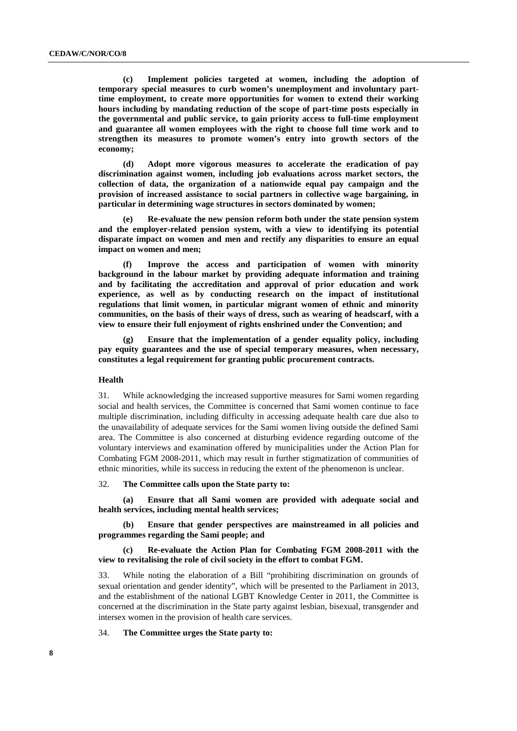**(c) Implement policies targeted at women, including the adoption of temporary special measures to curb women's unemployment and involuntary part-time employment, to create more opportunities for women to extend their working hours including by mandating reduction of the scope of part-time posts especially in the governmental and public service, to gain priority access to full-time employment and guarantee all women employees with the right to choose full time work and to strengthen its measures to promote women's entry into growth sectors of the economy;**

**(d) Adopt more vigorous measures to accelerate the eradication of pay discrimination against women, including job evaluations across market sectors, the collection of data, the organization of a nationwide equal pay campaign and the provision of increased assistance to social partners in collective wage bargaining, in particular in determining wage structures in sectors dominated by women;**

**(e) Re-evaluate the new pension reform both under the state pension system and the employer-related pension system, with a view to identifying its potential disparate impact on women and men and rectify any disparities to ensure an equal impact on women and men;**

**(f) Improve the access and participation of women with minority background in the labour market by providing adequate information and training and by facilitating the accreditation and approval of prior education and work experience, as well as by conducting research on the impact of institutional regulations that limit women, in particular migrant women of ethnic and minority communities, on the basis of their ways of dress, such as wearing of headscarf, with a view to ensure their full enjoyment of rights enshrined under the Convention; and**

**(g) Ensure that the implementation of a gender equality policy, including pay equity guarantees and the use of special temporary measures, when necessary, constitutes a legal requirement for granting public procurement contracts.**

### Health

31. While acknowledging the increased supportive measures for Sami women regarding social and health services, the Committee is concerned that Sami women continue to face multiple discrimination, including difficulty in accessing adequate health care due also to the unavailability of adequate services for the Sami women living outside the defined Sami area. The Committee is also concerned at disturbing evidence regarding outcome of the voluntary interviews and examination offered by municipalities under the Action Plan for Combating FGM 2008-2011, which may result in further stigmatization of communities of ethnic minorities, while its success in reducing the extent of the phenomenon is unclear.

32. **The Committee calls upon the State party to:**

**(a) Ensure that all Sami women are provided with adequate social and health services, including mental health services;**

**(b) Ensure that gender perspectives are mainstreamed in all policies and programmes regarding the Sami people; and**

**(c) Re-evaluate the Action Plan for Combating FGM 2008-2011 with the view to revitalising the role of civil society in the effort to combat FGM.**

33. While noting the elaboration of a Bill "prohibiting discrimination on grounds of sexual orientation and gender identity", which will be presented to the Parliament in 2013, and the establishment of the national LGBT Knowledge Center in 2011, the Committee is concerned at the discrimination in the State party against lesbian, bisexual, transgender and intersex women in the provision of health care services.

34. **The Committee urges the State party to:**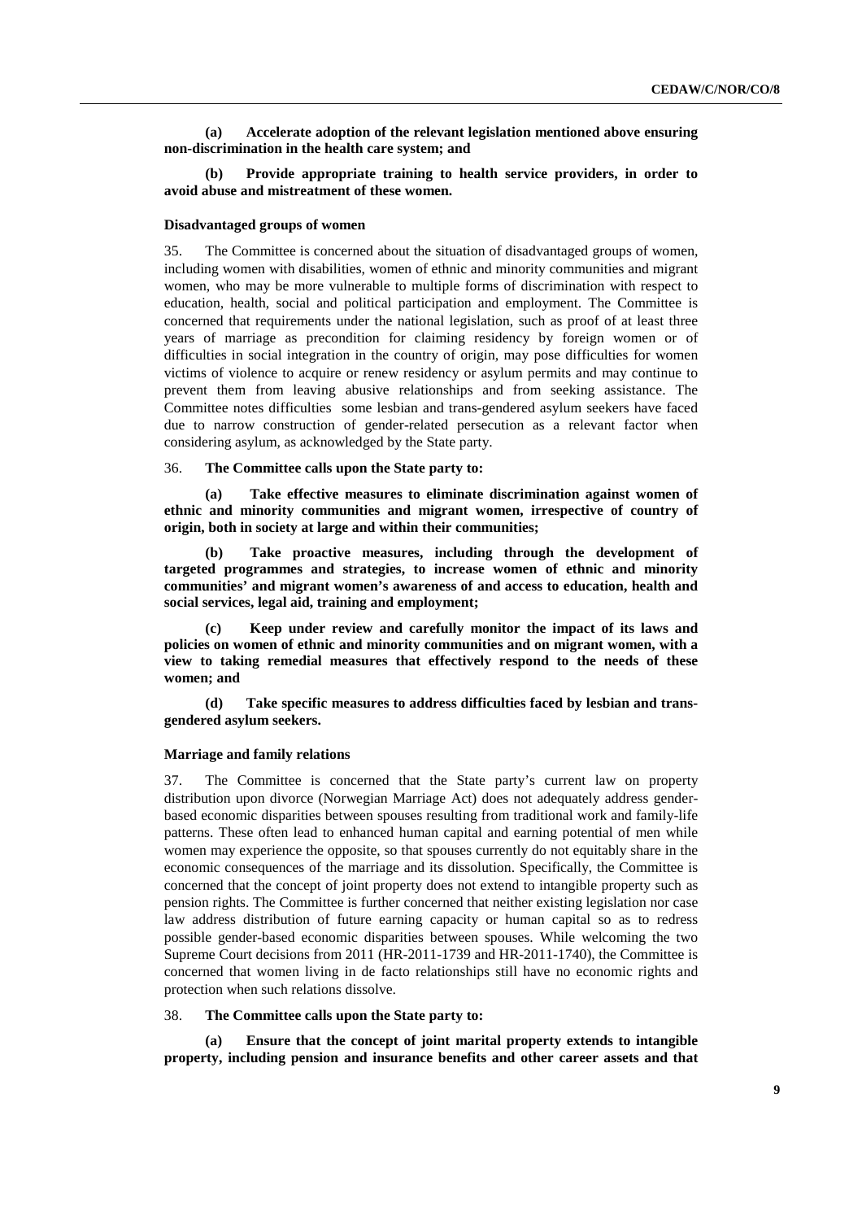**(a) Accelerate adoption of the relevant legislation mentioned above ensuring non-discrimination in the health care system; and**

**(b) Provide appropriate training to health service providers, in order to avoid abuse and mistreatment of these women.**

### Disadvantaged groups of women

35. The Committee is concerned about the situation of disadvantaged groups of women, including women with disabilities, women of ethnic and minority communities and migrant women, who may be more vulnerable to multiple forms of discrimination with respect to education, health, social and political participation and employment. The Committee is concerned that requirements under the national legislation, such as proof of at least three years of marriage as precondition for claiming residency by foreign women or of difficulties in social integration in the country of origin, may pose difficulties for women victims of violence to acquire or renew residency or asylum permits and may continue to prevent them from leaving abusive relationships and from seeking assistance. The Committee notes difficulties some lesbian and trans-gendered asylum seekers have faced due to narrow construction of gender-related persecution as a relevant factor when considering asylum, as acknowledged by the State party.

36. **The Committee calls upon the State party to:**

**(a) Take effective measures to eliminate discrimination against women of ethnic and minority communities and migrant women, irrespective of country of origin, both in society at large and within their communities;**

**(b) Take proactive measures, including through the development of targeted programmes and strategies, to increase women of ethnic and minority communities' and migrant women's awareness of and access to education, health and social services, legal aid, training and employment;**

**(c) Keep under review and carefully monitor the impact of its laws and policies on women of ethnic and minority communities and on migrant women, with a view to taking remedial measures that effectively respond to the needs of these women; and**

**(d) Take specific measures to address difficulties faced by lesbian and trans-gendered asylum seekers.**

### Marriage and family relations

37. The Committee is concerned that the State party's current law on property distribution upon divorce (Norwegian Marriage Act) does not adequately address gender-based economic disparities between spouses resulting from traditional work and family-life patterns. These often lead to enhanced human capital and earning potential of men while women may experience the opposite, so that spouses currently do not equitably share in the economic consequences of the marriage and its dissolution. Specifically, the Committee is concerned that the concept of joint property does not extend to intangible property such as pension rights. The Committee is further concerned that neither existing legislation nor case law address distribution of future earning capacity or human capital so as to redress possible gender-based economic disparities between spouses. While welcoming the two Supreme Court decisions from 2011 (HR-2011-1739 and HR-2011-1740), the Committee is concerned that women living in de facto relationships still have no economic rights and protection when such relations dissolve.

38. **The Committee calls upon the State party to:**

**(a) Ensure that the concept of joint marital property extends to intangible property, including pension and insurance benefits and other career assets and that**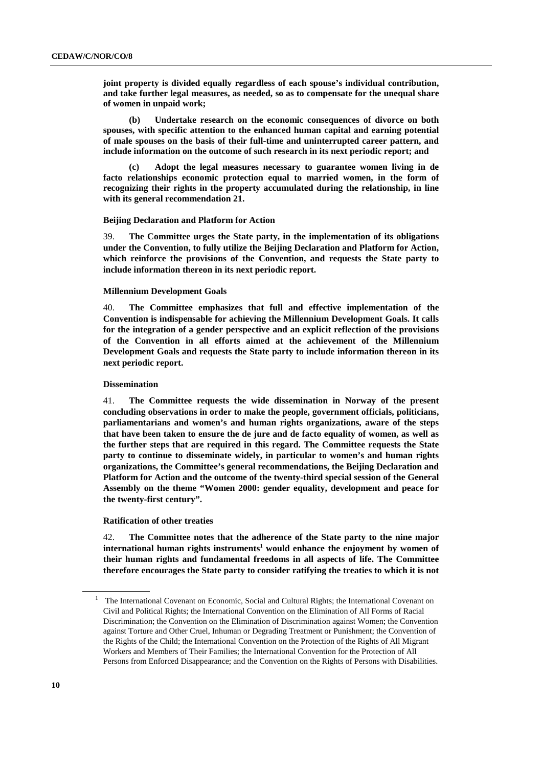**joint property is divided equally regardless of each spouse's individual contribution, and take further legal measures, as needed, so as to compensate for the unequal share of women in unpaid work;**

**(b) Undertake research on the economic consequences of divorce on both spouses, with specific attention to the enhanced human capital and earning potential of male spouses on the basis of their full-time and uninterrupted career pattern, and include information on the outcome of such research in its next periodic report; and**

**(c) Adopt the legal measures necessary to guarantee women living in de facto relationships economic protection equal to married women, in the form of recognizing their rights in the property accumulated during the relationship, in line with its general recommendation 21.**

#### Beijing Declaration and Platform for Action

39. **The Committee urges the State party, in the implementation of its obligations under the Convention, to fully utilize the Beijing Declaration and Platform for Action, which reinforce the provisions of the Convention, and requests the State party to include information thereon in its next periodic report.**

#### Millennium Development Goals

40. **The Committee emphasizes that full and effective implementation of the Convention is indispensable for achieving the Millennium Development Goals. It calls for the integration of a gender perspective and an explicit reflection of the provisions of the Convention in all efforts aimed at the achievement of the Millennium Development Goals and requests the State party to include information thereon in its next periodic report.**

#### Dissemination

41. **The Committee requests the wide dissemination in Norway of the present concluding observations in order to make the people, government officials, politicians, parliamentarians and women's and human rights organizations, aware of the steps that have been taken to ensure the de jure and de facto equality of women, as well as the further steps that are required in this regard. The Committee requests the State party to continue to disseminate widely, in particular to women's and human rights organizations, the Committee's general recommendations, the Beijing Declaration and Platform for Action and the outcome of the twenty-third special session of the General Assembly on the theme "Women 2000: gender equality, development and peace for the twenty-first century".**

#### Ratification of other treaties

42. **The Committee notes that the adherence of the State party to the nine major international human rights instruments[1] would enhance the enjoyment by women of their human rights and fundamental freedoms in all aspects of life. The Committee therefore encourages the State party to consider ratifying the treaties to which it is not**

---

[1] The International Covenant on Economic, Social and Cultural Rights; the International Covenant on Civil and Political Rights; the International Convention on the Elimination of All Forms of Racial Discrimination; the Convention on the Elimination of Discrimination against Women; the Convention against Torture and Other Cruel, Inhuman or Degrading Treatment or Punishment; the Convention of the Rights of the Child; the International Convention on the Protection of the Rights of All Migrant Workers and Members of Their Families; the International Convention for the Protection of All Persons from Enforced Disappearance; and the Convention on the Rights of Persons with Disabilities.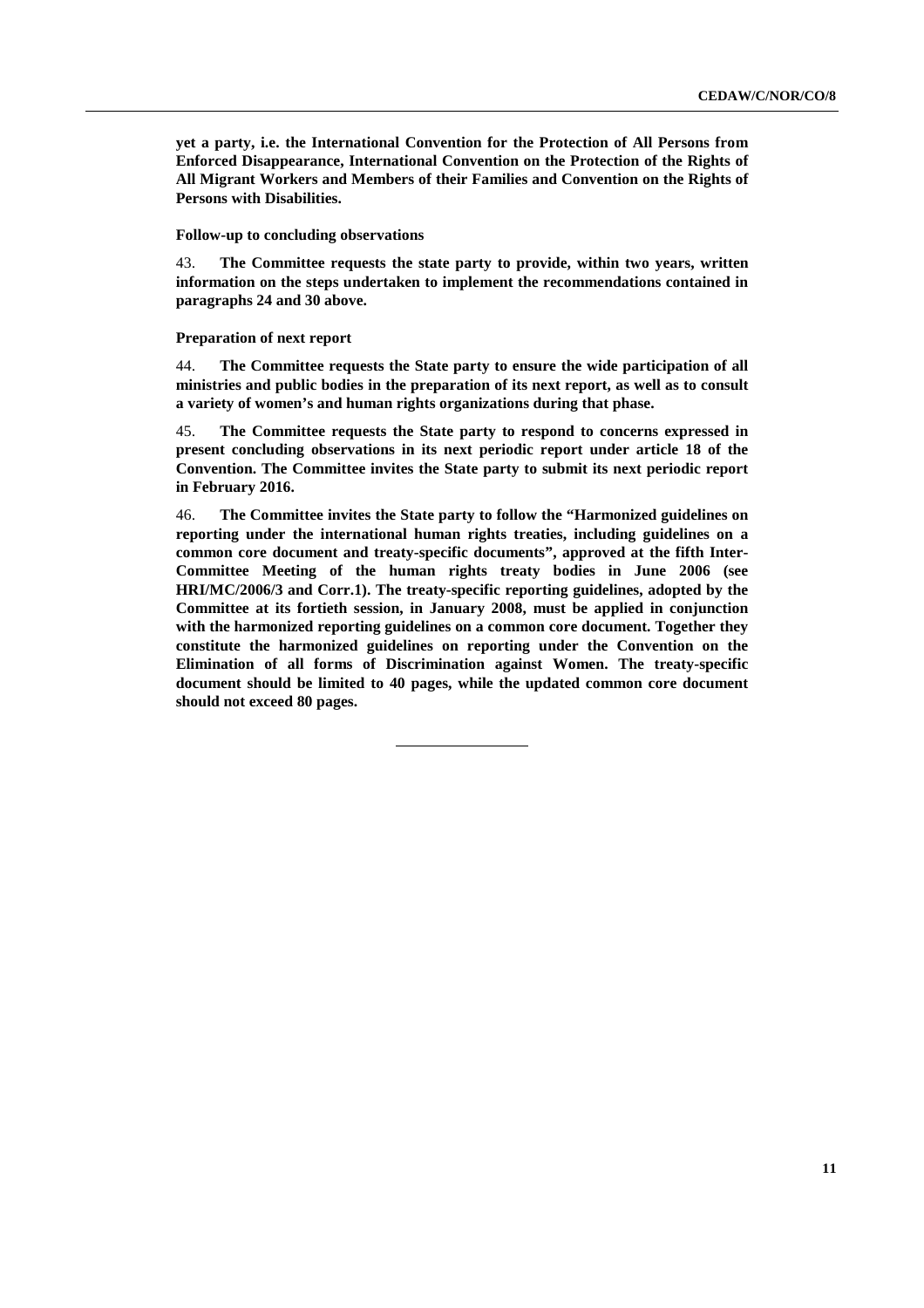**yet a party, i.e. the International Convention for the Protection of All Persons from Enforced Disappearance, International Convention on the Protection of the Rights of All Migrant Workers and Members of their Families and Convention on the Rights of Persons with Disabilities.**

**Follow-up to concluding observations**

43. **The Committee requests the state party to provide, within two years, written information on the steps undertaken to implement the recommendations contained in paragraphs 24 and 30 above.**

**Preparation of next report**

44. **The Committee requests the State party to ensure the wide participation of all ministries and public bodies in the preparation of its next report, as well as to consult a variety of women's and human rights organizations during that phase.**

45. **The Committee requests the State party to respond to concerns expressed in present concluding observations in its next periodic report under article 18 of the Convention. The Committee invites the State party to submit its next periodic report in February 2016.**

46. **The Committee invites the State party to follow the "Harmonized guidelines on reporting under the international human rights treaties, including guidelines on a common core document and treaty-specific documents", approved at the fifth Inter-Committee Meeting of the human rights treaty bodies in June 2006 (see HRI/MC/2006/3 and Corr.1). The treaty-specific reporting guidelines, adopted by the Committee at its fortieth session, in January 2008, must be applied in conjunction with the harmonized reporting guidelines on a common core document. Together they constitute the harmonized guidelines on reporting under the Convention on the Elimination of all forms of Discrimination against Women. The treaty-specific document should be limited to 40 pages, while the updated common core document should not exceed 80 pages.**